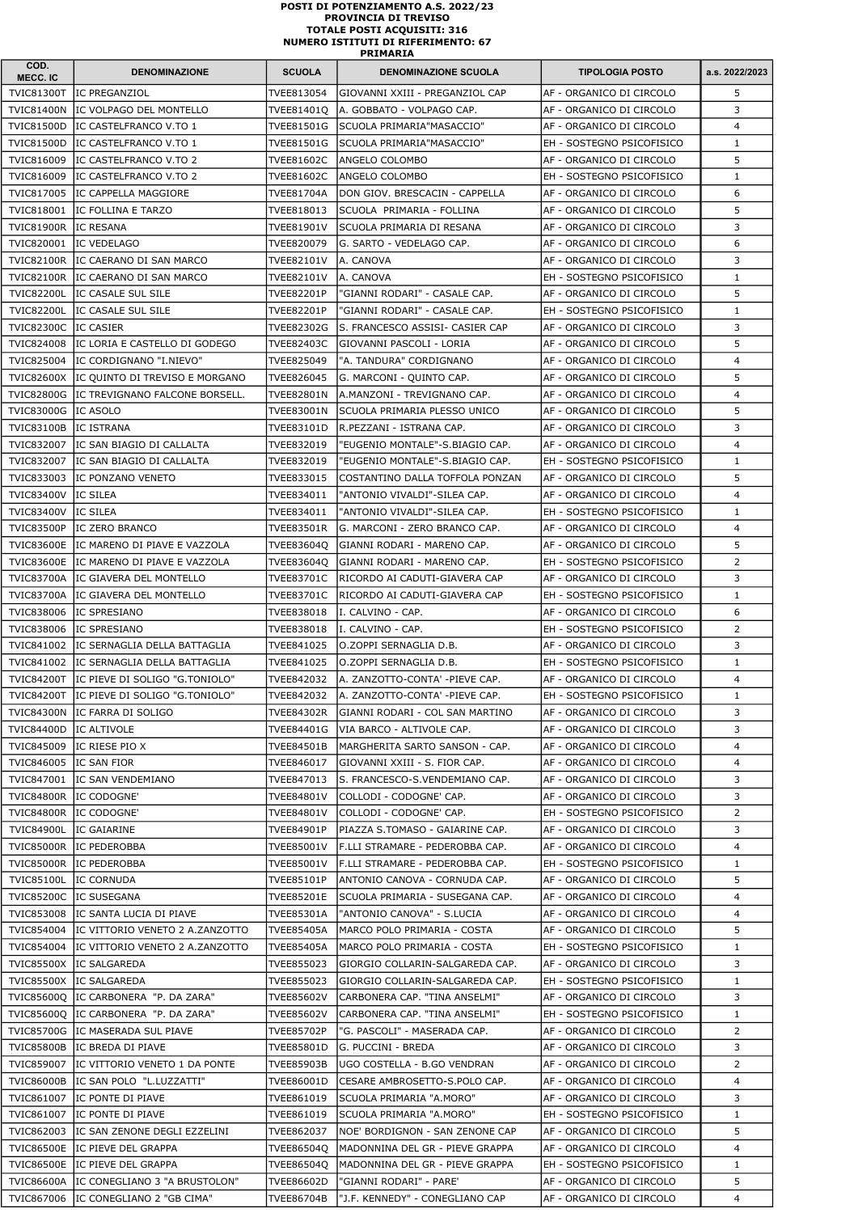**POSTI DI POTENZIAMENTO A.S. 2022/23**
**PROVINCIA DI TREVISO**
**TOTALE POSTI ACQUISITI: 316**
**NUMERO ISTITUTI DI RIFERIMENTO: 67**
**PRIMARIA**

| COD. MECC. IC | DENOMINAZIONE | SCUOLA | DENOMINAZIONE SCUOLA | TIPOLOGIA POSTO | a.s. 2022/2023 |
|---|---|---|---|---|---|
| TVIC81300T | IC PREGANZIOL | TVEE813054 | GIOVANNI XXIII - PREGANZIOL CAP | AF - ORGANICO DI CIRCOLO | 5 |
| TVIC81400N | IC VOLPAGO DEL MONTELLO | TVEE81401Q | A. GOBBATO - VOLPAGO CAP. | AF - ORGANICO DI CIRCOLO | 3 |
| TVIC81500D | IC CASTELFRANCO V.TO 1 | TVEE81501G | SCUOLA PRIMARIA"MASACCIO" | AF - ORGANICO DI CIRCOLO | 4 |
| TVIC81500D | IC CASTELFRANCO V.TO 1 | TVEE81501G | SCUOLA PRIMARIA"MASACCIO" | EH - SOSTEGNO PSICOFISICO | 1 |
| TVIC816009 | IC CASTELFRANCO V.TO 2 | TVEE81602C | ANGELO COLOMBO | AF - ORGANICO DI CIRCOLO | 5 |
| TVIC816009 | IC CASTELFRANCO V.TO 2 | TVEE81602C | ANGELO COLOMBO | EH - SOSTEGNO PSICOFISICO | 1 |
| TVIC817005 | IC CAPPELLA MAGGIORE | TVEE81704A | DON GIOV. BRESCACIN - CAPPELLA | AF - ORGANICO DI CIRCOLO | 6 |
| TVIC818001 | IC FOLLINA E TARZO | TVEE818013 | SCUOLA PRIMARIA - FOLLINA | AF - ORGANICO DI CIRCOLO | 5 |
| TVIC81900R | IC RESANA | TVEE81901V | SCUOLA PRIMARIA DI RESANA | AF - ORGANICO DI CIRCOLO | 3 |
| TVIC820001 | IC VEDELAGO | TVEE820079 | G. SARTO - VEDELAGO CAP. | AF - ORGANICO DI CIRCOLO | 6 |
| TVIC82100R | IC CAERANO DI SAN MARCO | TVEE82101V | A. CANOVA | AF - ORGANICO DI CIRCOLO | 3 |
| TVIC82100R | IC CAERANO DI SAN MARCO | TVEE82101V | A. CANOVA | EH - SOSTEGNO PSICOFISICO | 1 |
| TVIC82200L | IC CASALE SUL SILE | TVEE82201P | "GIANNI RODARI" - CASALE CAP. | AF - ORGANICO DI CIRCOLO | 5 |
| TVIC82200L | IC CASALE SUL SILE | TVEE82201P | "GIANNI RODARI" - CASALE CAP. | EH - SOSTEGNO PSICOFISICO | 1 |
| TVIC82300C | IC CASIER | TVEE82302G | S. FRANCESCO ASSISI- CASIER CAP | AF - ORGANICO DI CIRCOLO | 3 |
| TVIC824008 | IC LORIA E CASTELLO DI GODEGO | TVEE82403C | GIOVANNI PASCOLI - LORIA | AF - ORGANICO DI CIRCOLO | 5 |
| TVIC825004 | IC CORDIGNANO "I.NIEVO" | TVEE825049 | "A. TANDURA" CORDIGNANO | AF - ORGANICO DI CIRCOLO | 4 |
| TVIC82600X | IC QUINTO DI TREVISO E MORGANO | TVEE826045 | G. MARCONI - QUINTO CAP. | AF - ORGANICO DI CIRCOLO | 5 |
| TVIC82800G | IC TREVIGNANO FALCONE BORSELL. | TVEE82801N | A.MANZONI - TREVIGNANO CAP. | AF - ORGANICO DI CIRCOLO | 4 |
| TVIC83000G | IC ASOLO | TVEE83001N | SCUOLA PRIMARIA PLESSO UNICO | AF - ORGANICO DI CIRCOLO | 5 |
| TVIC83100B | IC ISTRANA | TVEE83101D | R.PEZZANI - ISTRANA CAP. | AF - ORGANICO DI CIRCOLO | 3 |
| TVIC832007 | IC SAN BIAGIO DI CALLALTA | TVEE832019 | "EUGENIO MONTALE"-S.BIAGIO CAP. | AF - ORGANICO DI CIRCOLO | 4 |
| TVIC832007 | IC SAN BIAGIO DI CALLALTA | TVEE832019 | "EUGENIO MONTALE"-S.BIAGIO CAP. | EH - SOSTEGNO PSICOFISICO | 1 |
| TVIC833003 | IC PONZANO VENETO | TVEE833015 | COSTANTINO DALLA TOFFOLA PONZAN | AF - ORGANICO DI CIRCOLO | 5 |
| TVIC83400V | IC SILEA | TVEE834011 | "ANTONIO VIVALDI"-SILEA CAP. | AF - ORGANICO DI CIRCOLO | 4 |
| TVIC83400V | IC SILEA | TVEE834011 | "ANTONIO VIVALDI"-SILEA CAP. | EH - SOSTEGNO PSICOFISICO | 1 |
| TVIC83500P | IC ZERO BRANCO | TVEE83501R | G. MARCONI - ZERO BRANCO CAP. | AF - ORGANICO DI CIRCOLO | 4 |
| TVIC83600E | IC MARENO DI PIAVE E VAZZOLA | TVEE83604Q | GIANNI RODARI - MARENO CAP. | AF - ORGANICO DI CIRCOLO | 5 |
| TVIC83600E | IC MARENO DI PIAVE E VAZZOLA | TVEE83604Q | GIANNI RODARI - MARENO CAP. | EH - SOSTEGNO PSICOFISICO | 2 |
| TVIC83700A | IC GIAVERA DEL MONTELLO | TVEE83701C | RICORDO AI CADUTI-GIAVERA CAP | AF - ORGANICO DI CIRCOLO | 3 |
| TVIC83700A | IC GIAVERA DEL MONTELLO | TVEE83701C | RICORDO AI CADUTI-GIAVERA CAP | EH - SOSTEGNO PSICOFISICO | 1 |
| TVIC838006 | IC SPRESIANO | TVEE838018 | I. CALVINO - CAP. | AF - ORGANICO DI CIRCOLO | 6 |
| TVIC838006 | IC SPRESIANO | TVEE838018 | I. CALVINO - CAP. | EH - SOSTEGNO PSICOFISICO | 2 |
| TVIC841002 | IC SERNAGLIA DELLA BATTAGLIA | TVEE841025 | O.ZOPPI SERNAGLIA D.B. | AF - ORGANICO DI CIRCOLO | 3 |
| TVIC841002 | IC SERNAGLIA DELLA BATTAGLIA | TVEE841025 | O.ZOPPI SERNAGLIA D.B. | EH - SOSTEGNO PSICOFISICO | 1 |
| TVIC84200T | IC PIEVE DI SOLIGO "G.TONIOLO" | TVEE842032 | A. ZANZOTTO-CONTA' -PIEVE CAP. | AF - ORGANICO DI CIRCOLO | 4 |
| TVIC84200T | IC PIEVE DI SOLIGO "G.TONIOLO" | TVEE842032 | A. ZANZOTTO-CONTA' -PIEVE CAP. | EH - SOSTEGNO PSICOFISICO | 1 |
| TVIC84300N | IC FARRA DI SOLIGO | TVEE84302R | GIANNI RODARI - COL SAN MARTINO | AF - ORGANICO DI CIRCOLO | 3 |
| TVIC84400D | IC ALTIVOLE | TVEE84401G | VIA BARCO - ALTIVOLE CAP. | AF - ORGANICO DI CIRCOLO | 3 |
| TVIC845009 | IC RIESE PIO X | TVEE84501B | MARGHERITA SARTO SANSON - CAP. | AF - ORGANICO DI CIRCOLO | 4 |
| TVIC846005 | IC SAN FIOR | TVEE846017 | GIOVANNI XXIII - S. FIOR CAP. | AF - ORGANICO DI CIRCOLO | 4 |
| TVIC847001 | IC SAN VENDEMIANO | TVEE847013 | S. FRANCESCO-S.VENDEMIANO CAP. | AF - ORGANICO DI CIRCOLO | 3 |
| TVIC84800R | IC CODOGNE' | TVEE84801V | COLLODI - CODOGNE' CAP. | AF - ORGANICO DI CIRCOLO | 3 |
| TVIC84800R | IC CODOGNE' | TVEE84801V | COLLODI - CODOGNE' CAP. | EH - SOSTEGNO PSICOFISICO | 2 |
| TVIC84900L | IC GAIARINE | TVEE84901P | PIAZZA S.TOMASO - GAIARINE CAP. | AF - ORGANICO DI CIRCOLO | 3 |
| TVIC85000R | IC PEDEROBBA | TVEE85001V | F.LLI STRAMARE - PEDEROBBA CAP. | AF - ORGANICO DI CIRCOLO | 4 |
| TVIC85000R | IC PEDEROBBA | TVEE85001V | F.LLI STRAMARE - PEDEROBBA CAP. | EH - SOSTEGNO PSICOFISICO | 1 |
| TVIC85100L | IC CORNUDA | TVEE85101P | ANTONIO CANOVA - CORNUDA CAP. | AF - ORGANICO DI CIRCOLO | 5 |
| TVIC85200C | IC SUSEGANA | TVEE85201E | SCUOLA PRIMARIA - SUSEGANA CAP. | AF - ORGANICO DI CIRCOLO | 4 |
| TVIC853008 | IC SANTA LUCIA DI PIAVE | TVEE85301A | "ANTONIO CANOVA" - S.LUCIA | AF - ORGANICO DI CIRCOLO | 4 |
| TVIC854004 | IC VITTORIO VENETO 2 A.ZANZOTTO | TVEE85405A | MARCO POLO PRIMARIA - COSTA | AF - ORGANICO DI CIRCOLO | 5 |
| TVIC854004 | IC VITTORIO VENETO 2 A.ZANZOTTO | TVEE85405A | MARCO POLO PRIMARIA - COSTA | EH - SOSTEGNO PSICOFISICO | 1 |
| TVIC85500X | IC SALGAREDA | TVEE855023 | GIORGIO COLLARIN-SALGAREDA CAP. | AF - ORGANICO DI CIRCOLO | 3 |
| TVIC85500X | IC SALGAREDA | TVEE855023 | GIORGIO COLLARIN-SALGAREDA CAP. | EH - SOSTEGNO PSICOFISICO | 1 |
| TVIC85600Q | IC CARBONERA "P. DA ZARA" | TVEE85602V | CARBONERA CAP. "TINA ANSELMI" | AF - ORGANICO DI CIRCOLO | 3 |
| TVIC85600Q | IC CARBONERA "P. DA ZARA" | TVEE85602V | CARBONERA CAP. "TINA ANSELMI" | EH - SOSTEGNO PSICOFISICO | 1 |
| TVIC85700G | IC MASERADA SUL PIAVE | TVEE85702P | "G. PASCOLI" - MASERADA CAP. | AF - ORGANICO DI CIRCOLO | 2 |
| TVIC85800B | IC BREDA DI PIAVE | TVEE85801D | G. PUCCINI - BREDA | AF - ORGANICO DI CIRCOLO | 3 |
| TVIC859007 | IC VITTORIO VENETO 1 DA PONTE | TVEE85903B | UGO COSTELLA - B.GO VENDRAN | AF - ORGANICO DI CIRCOLO | 2 |
| TVIC86000B | IC SAN POLO "L.LUZZATTI" | TVEE86001D | CESARE AMBROSETTO-S.POLO CAP. | AF - ORGANICO DI CIRCOLO | 4 |
| TVIC861007 | IC PONTE DI PIAVE | TVEE861019 | SCUOLA PRIMARIA "A.MORO" | AF - ORGANICO DI CIRCOLO | 3 |
| TVIC861007 | IC PONTE DI PIAVE | TVEE861019 | SCUOLA PRIMARIA "A.MORO" | EH - SOSTEGNO PSICOFISICO | 1 |
| TVIC862003 | IC SAN ZENONE DEGLI EZZELINI | TVEE862037 | NOE' BORDIGNON - SAN ZENONE CAP | AF - ORGANICO DI CIRCOLO | 5 |
| TVIC86500E | IC PIEVE DEL GRAPPA | TVEE86504Q | MADONNINA DEL GR - PIEVE GRAPPA | AF - ORGANICO DI CIRCOLO | 4 |
| TVIC86500E | IC PIEVE DEL GRAPPA | TVEE86504Q | MADONNINA DEL GR - PIEVE GRAPPA | EH - SOSTEGNO PSICOFISICO | 1 |
| TVIC86600A | IC CONEGLIANO 3 "A BRUSTOLON" | TVEE86602D | "GIANNI RODARI" - PARE' | AF - ORGANICO DI CIRCOLO | 5 |
| TVIC867006 | IC CONEGLIANO 2 "GB CIMA" | TVEE86704B | "J.F. KENNEDY" - CONEGLIANO CAP | AF - ORGANICO DI CIRCOLO | 4 |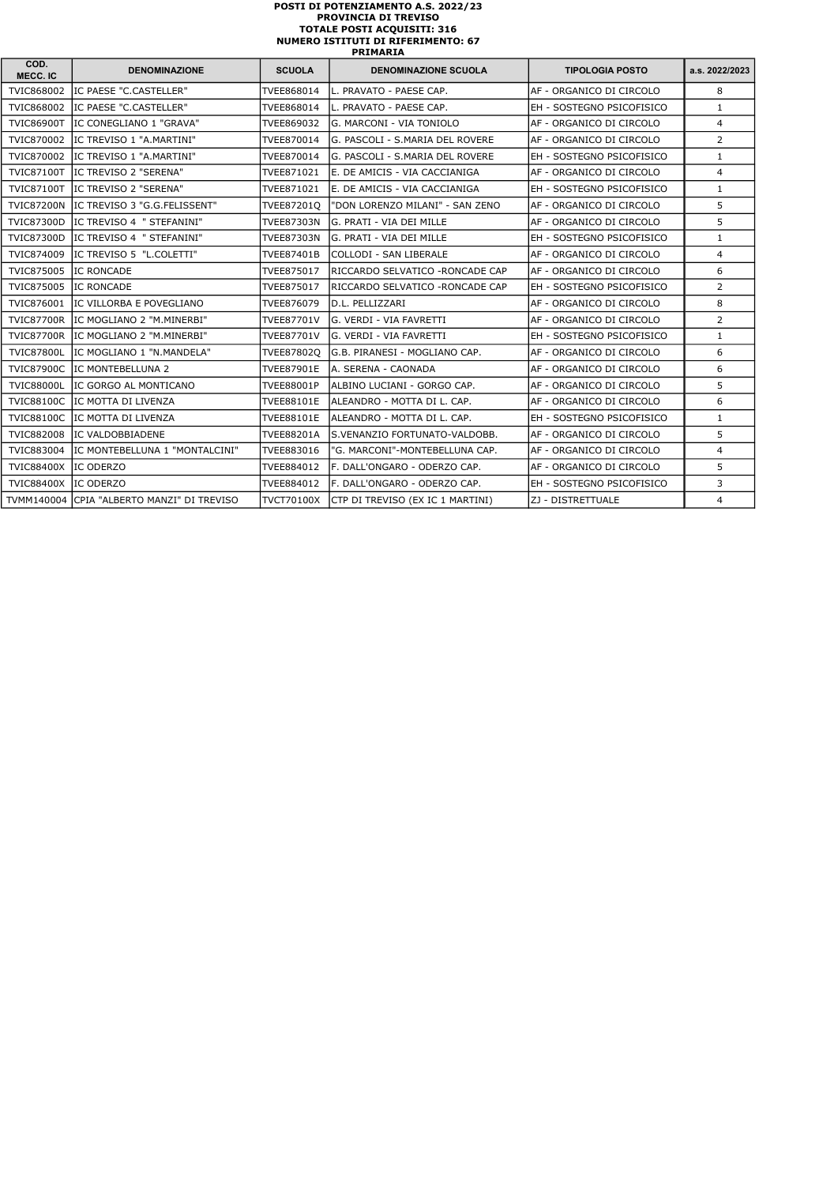**POSTI DI POTENZIAMENTO A.S. 2022/23**
**PROVINCIA DI TREVISO**
**TOTALE POSTI ACQUISITI: 316**
**NUMERO ISTITUTI DI RIFERIMENTO: 67**
**PRIMARIA**

| COD. MECC. IC | DENOMINAZIONE | SCUOLA | DENOMINAZIONE SCUOLA | TIPOLOGIA POSTO | a.s. 2022/2023 |
|---|---|---|---|---|---|
| TVIC868002 | IC PAESE "C.CASTELLER" | TVEE868014 | L. PRAVATO - PAESE CAP. | AF - ORGANICO DI CIRCOLO | 8 |
| TVIC868002 | IC PAESE "C.CASTELLER" | TVEE868014 | L. PRAVATO - PAESE CAP. | EH - SOSTEGNO PSICOFISICO | 1 |
| TVIC86900T | IC CONEGLIANO 1 "GRAVA" | TVEE869032 | G. MARCONI - VIA TONIOLO | AF - ORGANICO DI CIRCOLO | 4 |
| TVIC870002 | IC TREVISO 1 "A.MARTINI" | TVEE870014 | G. PASCOLI - S.MARIA DEL ROVERE | AF - ORGANICO DI CIRCOLO | 2 |
| TVIC870002 | IC TREVISO 1 "A.MARTINI" | TVEE870014 | G. PASCOLI - S.MARIA DEL ROVERE | EH - SOSTEGNO PSICOFISICO | 1 |
| TVIC87100T | IC TREVISO 2 "SERENA" | TVEE871021 | E. DE AMICIS - VIA CACCIANIGA | AF - ORGANICO DI CIRCOLO | 4 |
| TVIC87100T | IC TREVISO 2 "SERENA" | TVEE871021 | E. DE AMICIS - VIA CACCIANIGA | EH - SOSTEGNO PSICOFISICO | 1 |
| TVIC87200N | IC TREVISO 3 "G.G.FELISSENT" | TVEE87201Q | "DON LORENZO MILANI" - SAN ZENO | AF - ORGANICO DI CIRCOLO | 5 |
| TVIC87300D | IC TREVISO 4 " STEFANINI" | TVEE87303N | G. PRATI - VIA DEI MILLE | AF - ORGANICO DI CIRCOLO | 5 |
| TVIC87300D | IC TREVISO 4 " STEFANINI" | TVEE87303N | G. PRATI - VIA DEI MILLE | EH - SOSTEGNO PSICOFISICO | 1 |
| TVIC874009 | IC TREVISO 5 "L.COLETTI" | TVEE87401B | COLLODI - SAN LIBERALE | AF - ORGANICO DI CIRCOLO | 4 |
| TVIC875005 | IC RONCADE | TVEE875017 | RICCARDO SELVATICO -RONCADE CAP | AF - ORGANICO DI CIRCOLO | 6 |
| TVIC875005 | IC RONCADE | TVEE875017 | RICCARDO SELVATICO -RONCADE CAP | EH - SOSTEGNO PSICOFISICO | 2 |
| TVIC876001 | IC VILLORBA E POVEGLIANO | TVEE876079 | D.L. PELLIZZARI | AF - ORGANICO DI CIRCOLO | 8 |
| TVIC87700R | IC MOGLIANO 2 "M.MINERBI" | TVEE87701V | G. VERDI - VIA FAVRETTI | AF - ORGANICO DI CIRCOLO | 2 |
| TVIC87700R | IC MOGLIANO 2 "M.MINERBI" | TVEE87701V | G. VERDI - VIA FAVRETTI | EH - SOSTEGNO PSICOFISICO | 1 |
| TVIC87800L | IC MOGLIANO 1 "N.MANDELA" | TVEE87802Q | G.B. PIRANESI - MOGLIANO CAP. | AF - ORGANICO DI CIRCOLO | 6 |
| TVIC87900C | IC MONTEBELLUNA 2 | TVEE87901E | A. SERENA - CAONADA | AF - ORGANICO DI CIRCOLO | 6 |
| TVIC88000L | IC GORGO AL MONTICANO | TVEE88001P | ALBINO LUCIANI - GORGO CAP. | AF - ORGANICO DI CIRCOLO | 5 |
| TVIC88100C | IC MOTTA DI LIVENZA | TVEE88101E | ALEANDRO - MOTTA DI L. CAP. | AF - ORGANICO DI CIRCOLO | 6 |
| TVIC88100C | IC MOTTA DI LIVENZA | TVEE88101E | ALEANDRO - MOTTA DI L. CAP. | EH - SOSTEGNO PSICOFISICO | 1 |
| TVIC882008 | IC VALDOBBIADENE | TVEE88201A | S.VENANZIO FORTUNATO-VALDOBB. | AF - ORGANICO DI CIRCOLO | 5 |
| TVIC883004 | IC MONTEBELLUNA 1 "MONTALCINI" | TVEE883016 | "G. MARCONI"-MONTEBELLUNA CAP. | AF - ORGANICO DI CIRCOLO | 4 |
| TVIC88400X | IC ODERZO | TVEE884012 | F. DALL'ONGARO - ODERZO CAP. | AF - ORGANICO DI CIRCOLO | 5 |
| TVIC88400X | IC ODERZO | TVEE884012 | F. DALL'ONGARO - ODERZO CAP. | EH - SOSTEGNO PSICOFISICO | 3 |
| TVMM140004 | CPIA "ALBERTO MANZI" DI TREVISO | TVCT70100X | CTP DI TREVISO (EX IC 1 MARTINI) | ZJ - DISTRETTUALE | 4 |